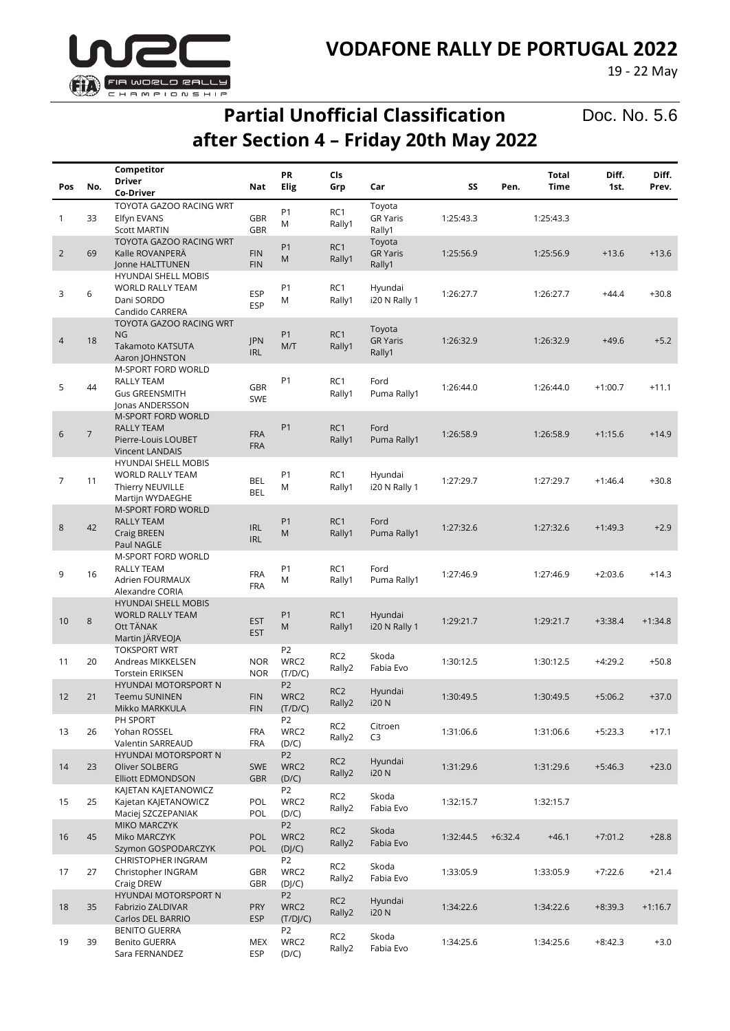# VODAFONE RALLY DE PORTUGAL 2022

19 - 22 May

## Partial Unofficial Classification after Section 4 – Friday 20th May 2022

Doc. No. 5.6

| Pos | No. | Competitor<br>Driver<br>Co-Driver | Nat | PR Elig | Cls Grp | Car | SS | Pen. | Total Time | Diff. 1st. | Diff. Prev. |
|---|---|---|---|---|---|---|---|---|---|---|---|
| 1 | 33 | TOYOTA GAZOO RACING WRT<br>Elfyn EVANS<br>Scott MARTIN | GBR<br>GBR | P1<br>M | RC1<br>Rally1 | Toyota GR Yaris Rally1 | 1:25:43.3 | | 1:25:43.3 | | |
| 2 | 69 | TOYOTA GAZOO RACING WRT<br>Kalle ROVANPERÄ<br>Jonne HALTTUNEN | FIN<br>FIN | P1<br>M | RC1<br>Rally1 | Toyota GR Yaris Rally1 | 1:25:56.9 | | 1:25:56.9 | +13.6 | +13.6 |
| 3 | 6 | HYUNDAI SHELL MOBIS WORLD RALLY TEAM<br>Dani SORDO<br>Candido CARRERA | ESP<br>ESP | P1<br>M | RC1<br>Rally1 | Hyundai i20 N Rally 1 | 1:26:27.7 | | 1:26:27.7 | +44.4 | +30.8 |
| 4 | 18 | TOYOTA GAZOO RACING WRT NG<br>Takamoto KATSUTA<br>Aaron JOHNSTON | JPN<br>IRL | P1<br>M/T | RC1<br>Rally1 | Toyota GR Yaris Rally1 | 1:26:32.9 | | 1:26:32.9 | +49.6 | +5.2 |
| 5 | 44 | M-SPORT FORD WORLD RALLY TEAM<br>Gus GREENSMITH<br>Jonas ANDERSSON | GBR<br>SWE | P1 | RC1<br>Rally1 | Ford Puma Rally1 | 1:26:44.0 | | 1:26:44.0 | +1:00.7 | +11.1 |
| 6 | 7 | M-SPORT FORD WORLD RALLY TEAM<br>Pierre-Louis LOUBET<br>Vincent LANDAIS | FRA<br>FRA | P1 | RC1<br>Rally1 | Ford Puma Rally1 | 1:26:58.9 | | 1:26:58.9 | +1:15.6 | +14.9 |
| 7 | 11 | HYUNDAI SHELL MOBIS WORLD RALLY TEAM<br>Thierry NEUVILLE<br>Martijn WYDAEGHE | BEL<br>BEL | P1<br>M | RC1<br>Rally1 | Hyundai i20 N Rally 1 | 1:27:29.7 | | 1:27:29.7 | +1:46.4 | +30.8 |
| 8 | 42 | M-SPORT FORD WORLD RALLY TEAM<br>Craig BREEN<br>Paul NAGLE | IRL<br>IRL | P1<br>M | RC1<br>Rally1 | Ford Puma Rally1 | 1:27:32.6 | | 1:27:32.6 | +1:49.3 | +2.9 |
| 9 | 16 | M-SPORT FORD WORLD RALLY TEAM<br>Adrien FOURMAUX<br>Alexandre CORIA | FRA<br>FRA | P1<br>M | RC1<br>Rally1 | Ford Puma Rally1 | 1:27:46.9 | | 1:27:46.9 | +2:03.6 | +14.3 |
| 10 | 8 | HYUNDAI SHELL MOBIS WORLD RALLY TEAM<br>Ott TÄNAK<br>Martin JÄRVEOJA | EST<br>EST | P1<br>M | RC1<br>Rally1 | Hyundai i20 N Rally 1 | 1:29:21.7 | | 1:29:21.7 | +3:38.4 | +1:34.8 |
| 11 | 20 | TOKSPORT WRT<br>Andreas MIKKELSEN<br>Torstein ERIKSEN | NOR<br>NOR | P2<br>WRC2<br>(T/D/C) | RC2<br>Rally2 | Skoda Fabia Evo | 1:30:12.5 | | 1:30:12.5 | +4:29.2 | +50.8 |
| 12 | 21 | HYUNDAI MOTORSPORT N<br>Teemu SUNINEN<br>Mikko MARKKULA | FIN<br>FIN | P2<br>WRC2<br>(T/D/C) | RC2<br>Rally2 | Hyundai i20 N | 1:30:49.5 | | 1:30:49.5 | +5:06.2 | +37.0 |
| 13 | 26 | PH SPORT<br>Yohan ROSSEL<br>Valentin SARREAUD | FRA<br>FRA | P2<br>WRC2<br>(D/C) | RC2<br>Rally2 | Citroen C3 | 1:31:06.6 | | 1:31:06.6 | +5:23.3 | +17.1 |
| 14 | 23 | HYUNDAI MOTORSPORT N<br>Oliver SOLBERG<br>Elliott EDMONDSON | SWE<br>GBR | P2<br>WRC2<br>(D/C) | RC2<br>Rally2 | Hyundai i20 N | 1:31:29.6 | | 1:31:29.6 | +5:46.3 | +23.0 |
| 15 | 25 | KAJETAN KAJETANOWICZ<br>Kajetan KAJETANOWICZ<br>Maciej SZCZEPANIAK | POL<br>POL | P2<br>WRC2<br>(D/C) | RC2<br>Rally2 | Skoda Fabia Evo | 1:32:15.7 | | 1:32:15.7 | | |
| 16 | 45 | MIKO MARCZYK<br>Miko MARCZYK<br>Szymon GOSPODARCZYK | POL<br>POL | P2<br>WRC2<br>(DJ/C) | RC2<br>Rally2 | Skoda Fabia Evo | 1:32:44.5 | +6:32.4 | +46.1 | +7:01.2 | +28.8 |
| 17 | 27 | CHRISTOPHER INGRAM<br>Christopher INGRAM<br>Craig DREW | GBR<br>GBR | P2<br>WRC2<br>(DJ/C) | RC2<br>Rally2 | Skoda Fabia Evo | 1:33:05.9 | | 1:33:05.9 | +7:22.6 | +21.4 |
| 18 | 35 | HYUNDAI MOTORSPORT N<br>Fabrizio ZALDIVAR<br>Carlos DEL BARRIO | PRY<br>ESP | P2<br>WRC2<br>(T/DJ/C) | RC2<br>Rally2 | Hyundai i20 N | 1:34:22.6 | | 1:34:22.6 | +8:39.3 | +1:16.7 |
| 19 | 39 | BENITO GUERRA<br>Benito GUERRA<br>Sara FERNANDEZ | MEX<br>ESP | P2<br>WRC2<br>(D/C) | RC2<br>Rally2 | Skoda Fabia Evo | 1:34:25.6 | | 1:34:25.6 | +8:42.3 | +3.0 |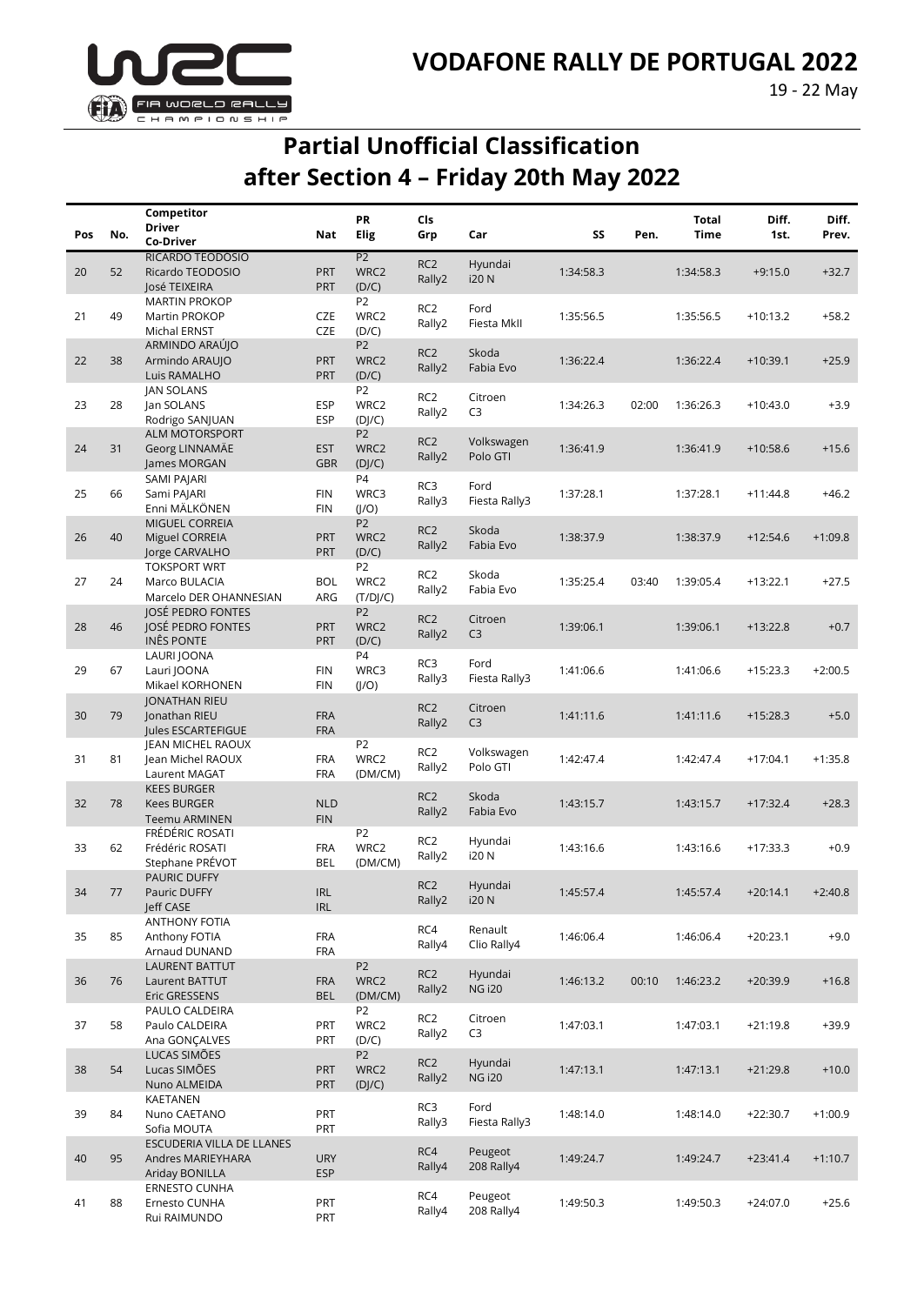# VODAFONE RALLY DE PORTUGAL 2022

19 - 22 May

## Partial Unofficial Classification
## after Section 4 – Friday 20th May 2022

| Pos | No. | Competitor<br>Driver<br>Co-Driver | Nat | PR<br>Elig | Cls<br>Grp | Car | SS | Pen. | Total<br>Time | Diff.<br>1st. | Diff.<br>Prev. |
|---|---|---|---|---|---|---|---|---|---|---|---|
| 20 | 52 | RICARDO TEODOSIO<br>Ricardo TEODOSIO<br>José TEIXEIRA | PRT<br>PRT | P2<br>WRC2<br>(D/C) | RC2<br>Rally2 | Hyundai<br>i20 N | 1:34:58.3 | | 1:34:58.3 | +9:15.0 | +32.7 |
| 21 | 49 | MARTIN PROKOP<br>Martin PROKOP<br>Michal ERNST | CZE<br>CZE | P2<br>WRC2<br>(D/C) | RC2<br>Rally2 | Ford<br>Fiesta MkII | 1:35:56.5 | | 1:35:56.5 | +10:13.2 | +58.2 |
| 22 | 38 | ARMINDO ARAÚJO<br>Armindo ARAUJO<br>Luis RAMALHO | PRT<br>PRT | P2<br>WRC2<br>(D/C) | RC2<br>Rally2 | Skoda<br>Fabia Evo | 1:36:22.4 | | 1:36:22.4 | +10:39.1 | +25.9 |
| 23 | 28 | JAN SOLANS<br>Jan SOLANS<br>Rodrigo SANJUAN | ESP<br>ESP | P2<br>WRC2<br>(DJ/C) | RC2<br>Rally2 | Citroen<br>C3 | 1:34:26.3 | 02:00 | 1:36:26.3 | +10:43.0 | +3.9 |
| 24 | 31 | ALM MOTORSPORT<br>Georg LINNAMÄE<br>James MORGAN | EST<br>GBR | P2<br>WRC2<br>(DJ/C) | RC2<br>Rally2 | Volkswagen<br>Polo GTI | 1:36:41.9 | | 1:36:41.9 | +10:58.6 | +15.6 |
| 25 | 66 | SAMI PAJARI<br>Sami PAJARI<br>Enni MÄLKÖNEN | FIN<br>FIN | P4<br>WRC3<br>(J/O) | RC3<br>Rally3 | Ford<br>Fiesta Rally3 | 1:37:28.1 | | 1:37:28.1 | +11:44.8 | +46.2 |
| 26 | 40 | MIGUEL CORREIA<br>Miguel CORREIA<br>Jorge CARVALHO | PRT<br>PRT | P2<br>WRC2<br>(D/C) | RC2<br>Rally2 | Skoda<br>Fabia Evo | 1:38:37.9 | | 1:38:37.9 | +12:54.6 | +1:09.8 |
| 27 | 24 | TOKSPORT WRT<br>Marco BULACIA<br>Marcelo DER OHANNESIAN | BOL<br>ARG | P2<br>WRC2<br>(T/DJ/C) | RC2<br>Rally2 | Skoda<br>Fabia Evo | 1:35:25.4 | 03:40 | 1:39:05.4 | +13:22.1 | +27.5 |
| 28 | 46 | JOSÉ PEDRO FONTES<br>JOSÉ PEDRO FONTES<br>INÊS PONTE | PRT<br>PRT | P2<br>WRC2<br>(D/C) | RC2<br>Rally2 | Citroen<br>C3 | 1:39:06.1 | | 1:39:06.1 | +13:22.8 | +0.7 |
| 29 | 67 | LAURI JOONA<br>Lauri JOONA<br>Mikael KORHONEN | FIN<br>FIN | P4<br>WRC3<br>(J/O) | RC3<br>Rally3 | Ford<br>Fiesta Rally3 | 1:41:06.6 | | 1:41:06.6 | +15:23.3 | +2:00.5 |
| 30 | 79 | JONATHAN RIEU<br>Jonathan RIEU<br>Jules ESCARTEFIGUE | FRA<br>FRA | | RC2<br>Rally2 | Citroen<br>C3 | 1:41:11.6 | | 1:41:11.6 | +15:28.3 | +5.0 |
| 31 | 81 | JEAN MICHEL RAOUX<br>Jean Michel RAOUX<br>Laurent MAGAT | FRA<br>FRA | P2<br>WRC2<br>(DM/CM) | RC2<br>Rally2 | Volkswagen<br>Polo GTI | 1:42:47.4 | | 1:42:47.4 | +17:04.1 | +1:35.8 |
| 32 | 78 | KEES BURGER<br>Kees BURGER<br>Teemu ARMINEN | NLD<br>FIN | | RC2<br>Rally2 | Skoda<br>Fabia Evo | 1:43:15.7 | | 1:43:15.7 | +17:32.4 | +28.3 |
| 33 | 62 | FRÉDÉRIC ROSATI<br>Frédéric ROSATI<br>Stephane PRÉVOT | FRA<br>BEL | P2<br>WRC2<br>(DM/CM) | RC2<br>Rally2 | Hyundai<br>i20 N | 1:43:16.6 | | 1:43:16.6 | +17:33.3 | +0.9 |
| 34 | 77 | PAURIC DUFFY<br>Pauric DUFFY<br>Jeff CASE | IRL<br>IRL | | RC2<br>Rally2 | Hyundai<br>i20 N | 1:45:57.4 | | 1:45:57.4 | +20:14.1 | +2:40.8 |
| 35 | 85 | ANTHONY FOTIA<br>Anthony FOTIA<br>Arnaud DUNAND | FRA<br>FRA | | RC4<br>Rally4 | Renault<br>Clio Rally4 | 1:46:06.4 | | 1:46:06.4 | +20:23.1 | +9.0 |
| 36 | 76 | LAURENT BATTUT<br>Laurent BATTUT<br>Eric GRESSENS | FRA<br>BEL | P2<br>WRC2<br>(DM/CM) | RC2<br>Rally2 | Hyundai<br>NG i20 | 1:46:13.2 | 00:10 | 1:46:23.2 | +20:39.9 | +16.8 |
| 37 | 58 | PAULO CALDEIRA<br>Paulo CALDEIRA<br>Ana GONÇALVES | PRT<br>PRT | P2<br>WRC2<br>(D/C) | RC2<br>Rally2 | Citroen<br>C3 | 1:47:03.1 | | 1:47:03.1 | +21:19.8 | +39.9 |
| 38 | 54 | LUCAS SIMÕES<br>Lucas SIMÕES<br>Nuno ALMEIDA | PRT<br>PRT | P2<br>WRC2<br>(DJ/C) | RC2<br>Rally2 | Hyundai<br>NG i20 | 1:47:13.1 | | 1:47:13.1 | +21:29.8 | +10.0 |
| 39 | 84 | KAETANEN<br>Nuno CAETANO<br>Sofia MOUTA | PRT<br>PRT | | RC3<br>Rally3 | Ford<br>Fiesta Rally3 | 1:48:14.0 | | 1:48:14.0 | +22:30.7 | +1:00.9 |
| 40 | 95 | ESCUDERIA VILLA DE LLANES<br>Andres MARIEYHARA<br>Ariday BONILLA | URY<br>ESP | | RC4<br>Rally4 | Peugeot<br>208 Rally4 | 1:49:24.7 | | 1:49:24.7 | +23:41.4 | +1:10.7 |
| 41 | 88 | ERNESTO CUNHA<br>Ernesto CUNHA<br>Rui RAIMUNDO | PRT<br>PRT | | RC4<br>Rally4 | Peugeot<br>208 Rally4 | 1:49:50.3 | | 1:49:50.3 | +24:07.0 | +25.6 |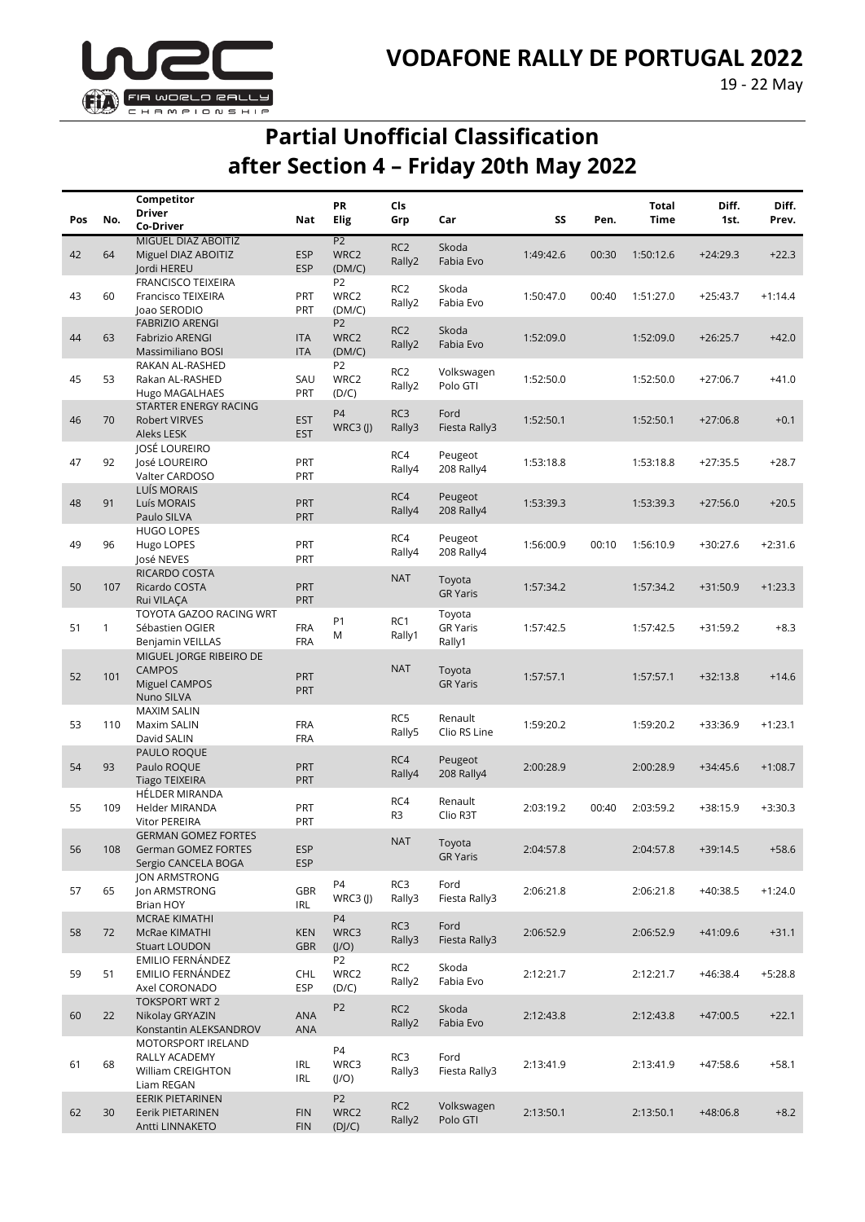# VODAFONE RALLY DE PORTUGAL 2022

19 - 22 May

## Partial Unofficial Classification after Section 4 – Friday 20th May 2022

| Pos | No. | Competitor<br>Driver<br>Co-Driver | Nat | PR<br>Elig | Cls<br>Grp | Car | SS | Pen. | Total<br>Time | Diff.<br>1st. | Diff.<br>Prev. |
|---|---|---|---|---|---|---|---|---|---|---|---|
| 42 | 64 | MIGUEL DIAZ ABOITIZ<br>Miguel DIAZ ABOITIZ<br>Jordi HEREU | ESP<br>ESP | P2<br>WRC2<br>(DM/C) | RC2<br>Rally2 | Skoda<br>Fabia Evo | 1:49:42.6 | 00:30 | 1:50:12.6 | +24:29.3 | +22.3 |
| 43 | 60 | FRANCISCO TEIXEIRA<br>Francisco TEIXEIRA<br>Joao SERODIO | PRT<br>PRT | P2<br>WRC2<br>(DM/C) | RC2<br>Rally2 | Skoda<br>Fabia Evo | 1:50:47.0 | 00:40 | 1:51:27.0 | +25:43.7 | +1:14.4 |
| 44 | 63 | FABRIZIO ARENGI<br>Fabrizio ARENGI<br>Massimiliano BOSI | ITA<br>ITA | P2<br>WRC2<br>(DM/C) | RC2<br>Rally2 | Skoda<br>Fabia Evo | 1:52:09.0 | | 1:52:09.0 | +26:25.7 | +42.0 |
| 45 | 53 | RAKAN AL-RASHED<br>Rakan AL-RASHED<br>Hugo MAGALHAES | SAU<br>PRT | P2<br>WRC2<br>(D/C) | RC2<br>Rally2 | Volkswagen<br>Polo GTI | 1:52:50.0 | | 1:52:50.0 | +27:06.7 | +41.0 |
| 46 | 70 | STARTER ENERGY RACING<br>Robert VIRVES<br>Aleks LESK | EST<br>EST | P4<br>WRC3 (J) | RC3<br>Rally3 | Ford<br>Fiesta Rally3 | 1:52:50.1 | | 1:52:50.1 | +27:06.8 | +0.1 |
| 47 | 92 | JOSÉ LOUREIRO<br>José LOUREIRO<br>Valter CARDOSO | PRT<br>PRT | | RC4<br>Rally4 | Peugeot<br>208 Rally4 | 1:53:18.8 | | 1:53:18.8 | +27:35.5 | +28.7 |
| 48 | 91 | LUÍS MORAIS<br>Luís MORAIS<br>Paulo SILVA | PRT<br>PRT | | RC4<br>Rally4 | Peugeot<br>208 Rally4 | 1:53:39.3 | | 1:53:39.3 | +27:56.0 | +20.5 |
| 49 | 96 | HUGO LOPES<br>Hugo LOPES<br>José NEVES | PRT<br>PRT | | RC4<br>Rally4 | Peugeot<br>208 Rally4 | 1:56:00.9 | 00:10 | 1:56:10.9 | +30:27.6 | +2:31.6 |
| 50 | 107 | RICARDO COSTA<br>Ricardo COSTA<br>Rui VILAÇA | PRT<br>PRT | | NAT | Toyota<br>GR Yaris | 1:57:34.2 | | 1:57:34.2 | +31:50.9 | +1:23.3 |
| 51 | 1 | TOYOTA GAZOO RACING WRT<br>Sébastien OGIER<br>Benjamin VEILLAS | FRA<br>FRA | P1<br>M | RC1<br>Rally1 | Toyota<br>GR Yaris<br>Rally1 | 1:57:42.5 | | 1:57:42.5 | +31:59.2 | +8.3 |
| 52 | 101 | MIGUEL JORGE RIBEIRO DE CAMPOS<br>Miguel CAMPOS<br>Nuno SILVA | PRT<br>PRT | | NAT | Toyota<br>GR Yaris | 1:57:57.1 | | 1:57:57.1 | +32:13.8 | +14.6 |
| 53 | 110 | MAXIM SALIN<br>Maxim SALIN<br>David SALIN | FRA<br>FRA | | RC5<br>Rally5 | Renault<br>Clio RS Line | 1:59:20.2 | | 1:59:20.2 | +33:36.9 | +1:23.1 |
| 54 | 93 | PAULO ROQUE<br>Paulo ROQUE<br>Tiago TEIXEIRA | PRT<br>PRT | | RC4<br>Rally4 | Peugeot<br>208 Rally4 | 2:00:28.9 | | 2:00:28.9 | +34:45.6 | +1:08.7 |
| 55 | 109 | HÉLDER MIRANDA<br>Helder MIRANDA<br>Vitor PEREIRA | PRT<br>PRT | | RC4<br>R3 | Renault<br>Clio R3T | 2:03:19.2 | 00:40 | 2:03:59.2 | +38:15.9 | +3:30.3 |
| 56 | 108 | GERMAN GOMEZ FORTES<br>German GOMEZ FORTES<br>Sergio CANCELA BOGA | ESP<br>ESP | | NAT | Toyota<br>GR Yaris | 2:04:57.8 | | 2:04:57.8 | +39:14.5 | +58.6 |
| 57 | 65 | JON ARMSTRONG<br>Jon ARMSTRONG<br>Brian HOY | GBR<br>IRL | P4<br>WRC3 (J) | RC3<br>Rally3 | Ford<br>Fiesta Rally3 | 2:06:21.8 | | 2:06:21.8 | +40:38.5 | +1:24.0 |
| 58 | 72 | MCRAE KIMATHI<br>McRae KIMATHI<br>Stuart LOUDON | KEN<br>GBR | P4<br>WRC3<br>(J/O) | RC3<br>Rally3 | Ford<br>Fiesta Rally3 | 2:06:52.9 | | 2:06:52.9 | +41:09.6 | +31.1 |
| 59 | 51 | EMILIO FERNÁNDEZ<br>EMILIO FERNÁNDEZ<br>Axel CORONADO | CHL<br>ESP | P2<br>WRC2<br>(D/C) | RC2<br>Rally2 | Skoda<br>Fabia Evo | 2:12:21.7 | | 2:12:21.7 | +46:38.4 | +5:28.8 |
| 60 | 22 | TOKSPORT WRT 2<br>Nikolay GRYAZIN<br>Konstantin ALEKSANDROV | ANA<br>ANA | P2 | RC2<br>Rally2 | Skoda<br>Fabia Evo | 2:12:43.8 | | 2:12:43.8 | +47:00.5 | +22.1 |
| 61 | 68 | MOTORSPORT IRELAND RALLY ACADEMY<br>William CREIGHTON<br>Liam REGAN | IRL<br>IRL | P4<br>WRC3<br>(J/O) | RC3<br>Rally3 | Ford<br>Fiesta Rally3 | 2:13:41.9 | | 2:13:41.9 | +47:58.6 | +58.1 |
| 62 | 30 | EERIK PIETARINEN<br>Eerik PIETARINEN<br>Antti LINNAKETO | FIN<br>FIN | P2<br>WRC2<br>(DJ/C) | RC2<br>Rally2 | Volkswagen<br>Polo GTI | 2:13:50.1 | | 2:13:50.1 | +48:06.8 | +8.2 |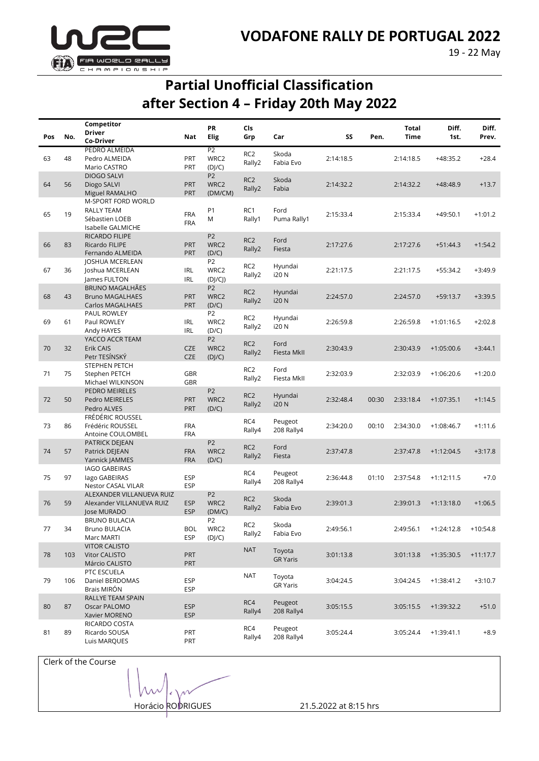# VODAFONE RALLY DE PORTUGAL 2022

19 - 22 May

## Partial Unofficial Classification after Section 4 – Friday 20th May 2022

| Pos | No. | Competitor Driver Co-Driver | Nat | PR Elig | Cls Grp | Car | SS | Pen. | Total Time | Diff. 1st. | Diff. Prev. |
|---|---|---|---|---|---|---|---|---|---|---|---|
| 63 | 48 | PEDRO ALMEIDA<br>Pedro ALMEIDA<br>Mario CASTRO | <br>PRT<br>PRT | P2<br>WRC2<br>(DJ/C) | RC2<br>Rally2 | Skoda<br>Fabia Evo | 2:14:18.5 | | 2:14:18.5 | +48:35.2 | +28.4 |
| 64 | 56 | DIOGO SALVI<br>Diogo SALVI<br>Miguel RAMALHO | <br>PRT<br>PRT | P2<br>WRC2<br>(DM/CM) | RC2<br>Rally2 | Skoda<br>Fabia | 2:14:32.2 | | 2:14:32.2 | +48:48.9 | +13.7 |
| 65 | 19 | M-SPORT FORD WORLD RALLY TEAM<br>Sébastien LOEB<br>Isabelle GALMICHE | <br>FRA<br>FRA | P1<br>M | RC1<br>Rally1 | Ford<br>Puma Rally1 | 2:15:33.4 | | 2:15:33.4 | +49:50.1 | +1:01.2 |
| 66 | 83 | RICARDO FILIPE<br>Ricardo FILIPE<br>Fernando ALMEIDA | <br>PRT<br>PRT | P2<br>WRC2<br>(D/C) | RC2<br>Rally2 | Ford<br>Fiesta | 2:17:27.6 | | 2:17:27.6 | +51:44.3 | +1:54.2 |
| 67 | 36 | JOSHUA MCERLEAN<br>Joshua MCERLEAN<br>James FULTON | <br>IRL<br>IRL | P2<br>WRC2<br>(DJ/CJ) | RC2<br>Rally2 | Hyundai<br>i20 N | 2:21:17.5 | | 2:21:17.5 | +55:34.2 | +3:49.9 |
| 68 | 43 | BRUNO MAGALHÃES<br>Bruno MAGALHAES<br>Carlos MAGALHAES | <br>PRT<br>PRT | P2<br>WRC2<br>(D/C) | RC2<br>Rally2 | Hyundai<br>i20 N | 2:24:57.0 | | 2:24:57.0 | +59:13.7 | +3:39.5 |
| 69 | 61 | PAUL ROWLEY<br>Paul ROWLEY<br>Andy HAYES | <br>IRL<br>IRL | P2<br>WRC2<br>(D/C) | RC2<br>Rally2 | Hyundai<br>i20 N | 2:26:59.8 | | 2:26:59.8 | +1:01:16.5 | +2:02.8 |
| 70 | 32 | YACCO ACCR TEAM<br>Erik CAIS<br>Petr TESÍNSKÝ | <br>CZE<br>CZE | P2<br>WRC2<br>(DJ/C) | RC2<br>Rally2 | Ford<br>Fiesta MkII | 2:30:43.9 | | 2:30:43.9 | +1:05:00.6 | +3:44.1 |
| 71 | 75 | STEPHEN PETCH<br>Stephen PETCH<br>Michael WILKINSON | <br>GBR<br>GBR | | RC2<br>Rally2 | Ford<br>Fiesta MkII | 2:32:03.9 | | 2:32:03.9 | +1:06:20.6 | +1:20.0 |
| 72 | 50 | PEDRO MEIRELES<br>Pedro MEIRELES<br>Pedro ALVES | <br>PRT<br>PRT | P2<br>WRC2<br>(D/C) | RC2<br>Rally2 | Hyundai<br>i20 N | 2:32:48.4 | 00:30 | 2:33:18.4 | +1:07:35.1 | +1:14.5 |
| 73 | 86 | FRÉDÉRIC ROUSSEL<br>Frédéric ROUSSEL<br>Antoine COULOMBEL | <br>FRA<br>FRA | | RC4<br>Rally4 | Peugeot<br>208 Rally4 | 2:34:20.0 | 00:10 | 2:34:30.0 | +1:08:46.7 | +1:11.6 |
| 74 | 57 | PATRICK DEJEAN<br>Patrick DEJEAN<br>Yannick JAMMES | <br>FRA<br>FRA | P2<br>WRC2<br>(D/C) | RC2<br>Rally2 | Ford<br>Fiesta | 2:37:47.8 | | 2:37:47.8 | +1:12:04.5 | +3:17.8 |
| 75 | 97 | IAGO GABEIRAS<br>Iago GABEIRAS<br>Nestor CASAL VILAR | <br>ESP<br>ESP | | RC4<br>Rally4 | Peugeot<br>208 Rally4 | 2:36:44.8 | 01:10 | 2:37:54.8 | +1:12:11.5 | +7.0 |
| 76 | 59 | ALEXANDER VILLANUEVA RUIZ<br>Alexander VILLANUEVA RUIZ<br>Jose MURADO | <br>ESP<br>ESP | P2<br>WRC2<br>(DM/C) | RC2<br>Rally2 | Skoda<br>Fabia Evo | 2:39:01.3 | | 2:39:01.3 | +1:13:18.0 | +1:06.5 |
| 77 | 34 | BRUNO BULACIA<br>Bruno BULACIA<br>Marc MARTI | <br>BOL<br>ESP | P2<br>WRC2<br>(DJ/C) | RC2<br>Rally2 | Skoda<br>Fabia Evo | 2:49:56.1 | | 2:49:56.1 | +1:24:12.8 | +10:54.8 |
| 78 | 103 | VITOR CALISTO<br>Vitor CALISTO<br>Márcio CALISTO | <br>PRT<br>PRT | | NAT | Toyota<br>GR Yaris | 3:01:13.8 | | 3:01:13.8 | +1:35:30.5 | +11:17.7 |
| 79 | 106 | PTC ESCUELA<br>Daniel BERDOMAS<br>Brais MIRÓN | <br>ESP<br>ESP | | NAT | Toyota<br>GR Yaris | 3:04:24.5 | | 3:04:24.5 | +1:38:41.2 | +3:10.7 |
| 80 | 87 | RALLYE TEAM SPAIN<br>Oscar PALOMO<br>Xavier MORENO | <br>ESP<br>ESP | | RC4<br>Rally4 | Peugeot<br>208 Rally4 | 3:05:15.5 | | 3:05:15.5 | +1:39:32.2 | +51.0 |
| 81 | 89 | RICARDO COSTA<br>Ricardo SOUSA<br>Luis MARQUES | <br>PRT<br>PRT | | RC4<br>Rally4 | Peugeot<br>208 Rally4 | 3:05:24.4 | | 3:05:24.4 | +1:39:41.1 | +8.9 |

Clerk of the Course

Horácio RODRIGUES

21.5.2022 at 8:15 hrs